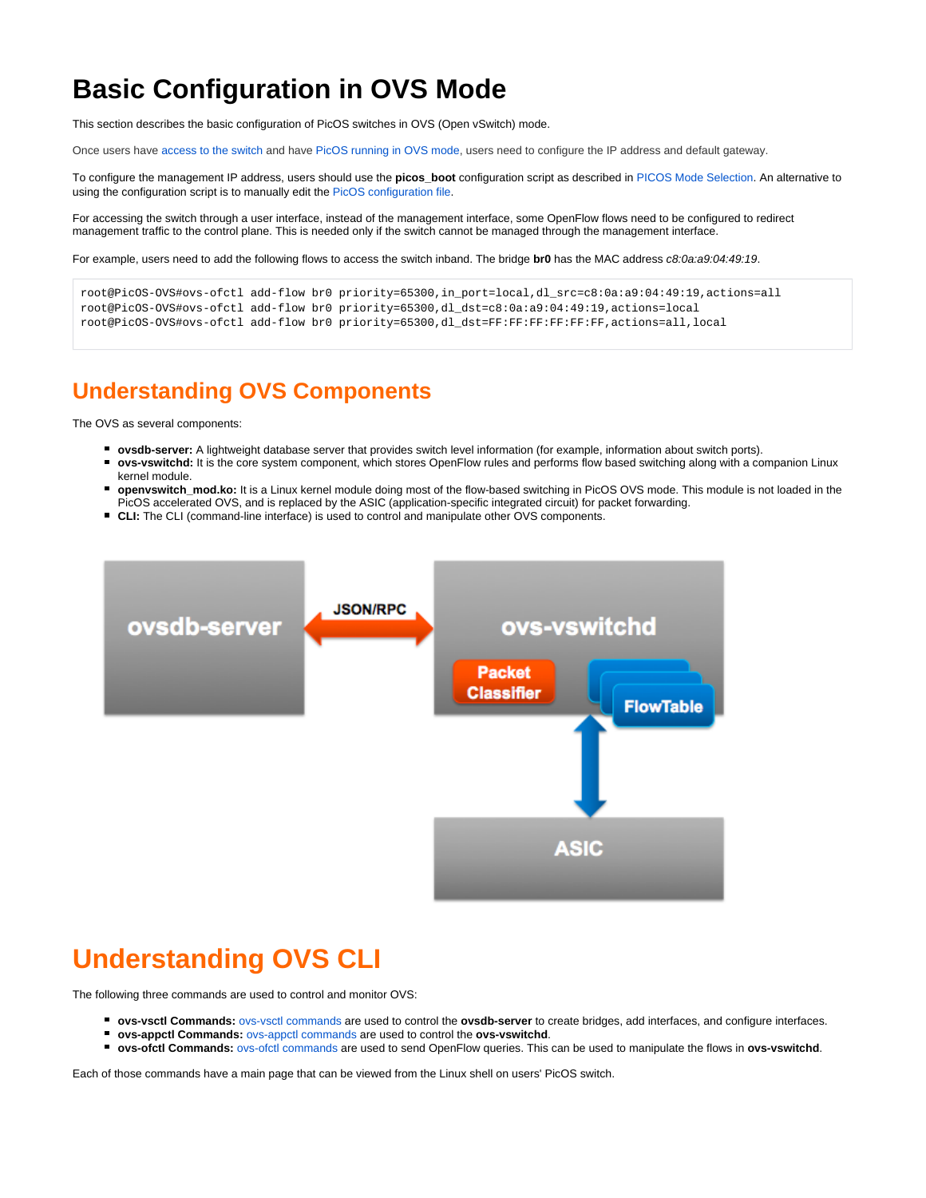# Basic Configuration in OVS Mode

This section describes the basic configuration of PicOS switches in OVS (Open vSwitch) mode.

Once users have access to the switch and have PicOS running in OVS mode, users need to configure the IP address and default gateway.

To configure the management IP address, users should use the **picos_boot** configuration script as described in PICOS Mode Selection. An alternative to using the configuration script is to manually edit the PicOS configuration file.

For accessing the switch through a user interface, instead of the management interface, some OpenFlow flows need to be configured to redirect management traffic to the control plane. This is needed only if the switch cannot be managed through the management interface.

For example, users need to add the following flows to access the switch inband. The bridge **br0** has the MAC address *c8:0a:a9:04:49:19*.

```
root@PicOS-OVS#ovs-ofctl add-flow br0 priority=65300,in_port=local,dl_src=c8:0a:a9:04:49:19,actions=all
root@PicOS-OVS#ovs-ofctl add-flow br0 priority=65300,dl_dst=c8:0a:a9:04:49:19,actions=local
root@PicOS-OVS#ovs-ofctl add-flow br0 priority=65300,dl_dst=FF:FF:FF:FF:FF:FF,actions=all,local
```

## Understanding OVS Components

The OVS as several components:

- **ovsdb-server:** A lightweight database server that provides switch level information (for example, information about switch ports).
- **ovs-vswitchd:** It is the core system component, which stores OpenFlow rules and performs flow based switching along with a companion Linux kernel module.
- **openvswitch_mod.ko:** It is a Linux kernel module doing most of the flow-based switching in PicOS OVS mode. This module is not loaded in the PicOS accelerated OVS, and is replaced by the ASIC (application-specific integrated circuit) for packet forwarding.
- **CLI:** The CLI (command-line interface) is used to control and manipulate other OVS components.

# Understanding OVS CLI

The following three commands are used to control and monitor OVS:

- **ovs-vsctl Commands:** ovs-vsctl commands are used to control the **ovsdb-server** to create bridges, add interfaces, and configure interfaces.
- **ovs-appctl Commands:** ovs-appctl commands are used to control the **ovs-vswitchd**.
- **ovs-ofctl Commands:** ovs-ofctl commands are used to send OpenFlow queries. This can be used to manipulate the flows in **ovs-vswitchd**.

Each of those commands have a main page that can be viewed from the Linux shell on users' PicOS switch.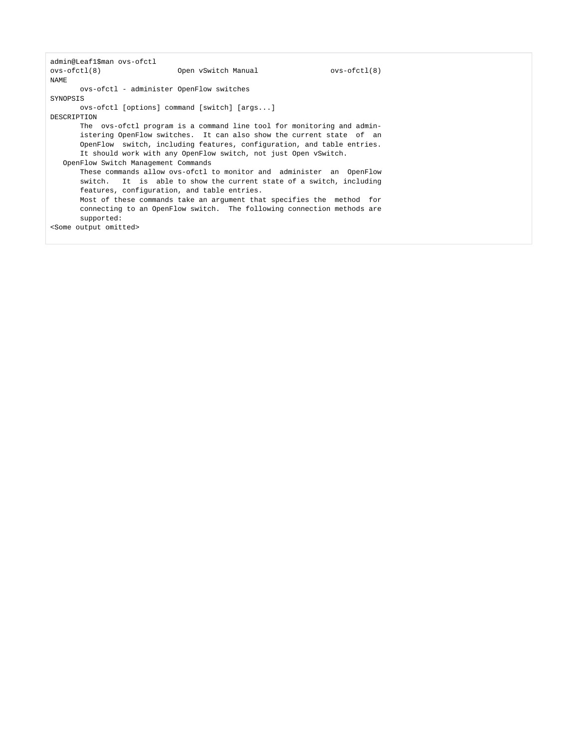```
admin@Leaf1$man ovs-ofctl
ovs-ofctl(8)                  Open vSwitch Manual                  ovs-ofctl(8)
NAME
       ovs-ofctl - administer OpenFlow switches
SYNOPSIS
       ovs-ofctl [options] command [switch] [args...]
DESCRIPTION
       The  ovs-ofctl program is a command line tool for monitoring and admin-
       istering OpenFlow switches.  It can also show the current state  of  an
       OpenFlow  switch, including features, configuration, and table entries.
       It should work with any OpenFlow switch, not just Open vSwitch.
   OpenFlow Switch Management Commands
       These commands allow ovs-ofctl to monitor and  administer  an  OpenFlow
       switch.   It  is  able to show the current state of a switch, including
       features, configuration, and table entries.
       Most of these commands take an argument that specifies the  method  for
       connecting to an OpenFlow switch.  The following connection methods are
       supported:
<Some output omitted>
```